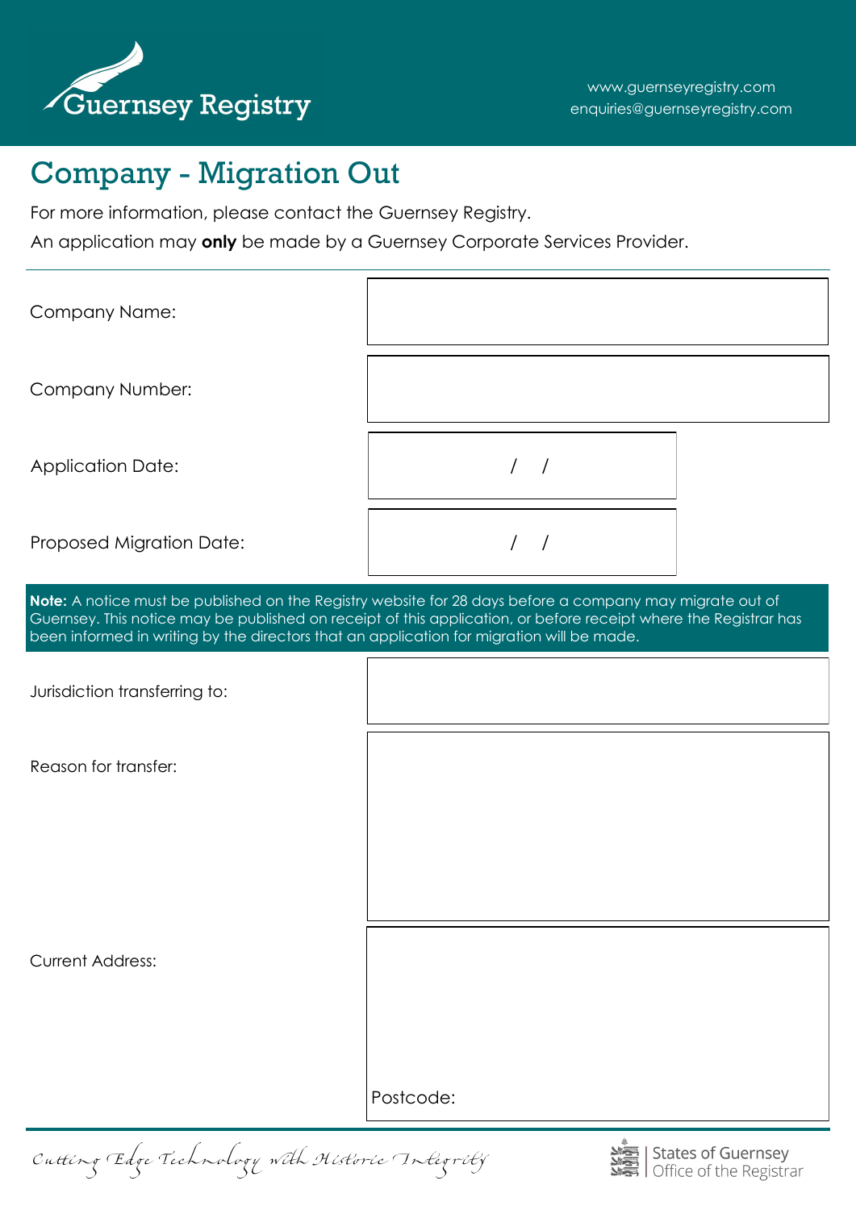Guernsey Registry

www.guernseyregistry.com
enquiries@guernseyregistry.com

# Company - Migration Out

For more information, please contact the Guernsey Registry.

An application may **only** be made by a Guernsey Corporate Services Provider.

| | |
|---|---|
| Company Name: | |
| Company Number: | |
| Application Date: | / / |
| Proposed Migration Date: | / / |

**Note:** A notice must be published on the Registry website for 28 days before a company may migrate out of Guernsey. This notice may be published on receipt of this application, or before receipt where the Registrar has been informed in writing by the directors that an application for migration will be made.

| | |
|---|---|
| Jurisdiction transferring to: | |
| Reason for transfer: | |
| Current Address: | Postcode: |

*Cutting Edge Technology with Historic Integrity*

States of Guernsey
Office of the Registrar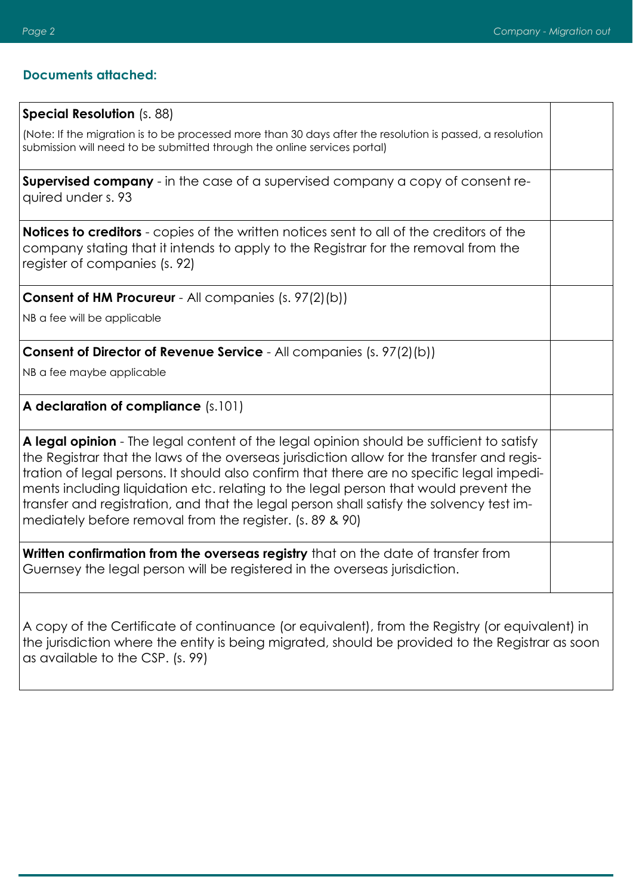## Documents attached:

| | |
|---|---|
| **Special Resolution** (s. 88)<br><br>(Note: If the migration is to be processed more than 30 days after the resolution is passed, a resolution submission will need to be submitted through the online services portal) | |
| **Supervised company** - in the case of a supervised company a copy of consent required under s. 93 | |
| **Notices to creditors** - copies of the written notices sent to all of the creditors of the company stating that it intends to apply to the Registrar for the removal from the register of companies (s. 92) | |
| **Consent of HM Procureur** - All companies (s. 97(2)(b))<br><br>NB a fee will be applicable | |
| **Consent of Director of Revenue Service** - All companies (s. 97(2)(b))<br><br>NB a fee maybe applicable | |
| **A declaration of compliance** (s.101) | |
| **A legal opinion** - The legal content of the legal opinion should be sufficient to satisfy the Registrar that the laws of the overseas jurisdiction allow for the transfer and registration of legal persons. It should also confirm that there are no specific legal impediments including liquidation etc. relating to the legal person that would prevent the transfer and registration, and that the legal person shall satisfy the solvency test immediately before removal from the register. (s. 89 & 90) | |
| **Written confirmation from the overseas registry** that on the date of transfer from Guernsey the legal person will be registered in the overseas jurisdiction. | |

A copy of the Certificate of continuance (or equivalent), from the Registry (or equivalent) in the jurisdiction where the entity is being migrated, should be provided to the Registrar as soon as available to the CSP. (s. 99)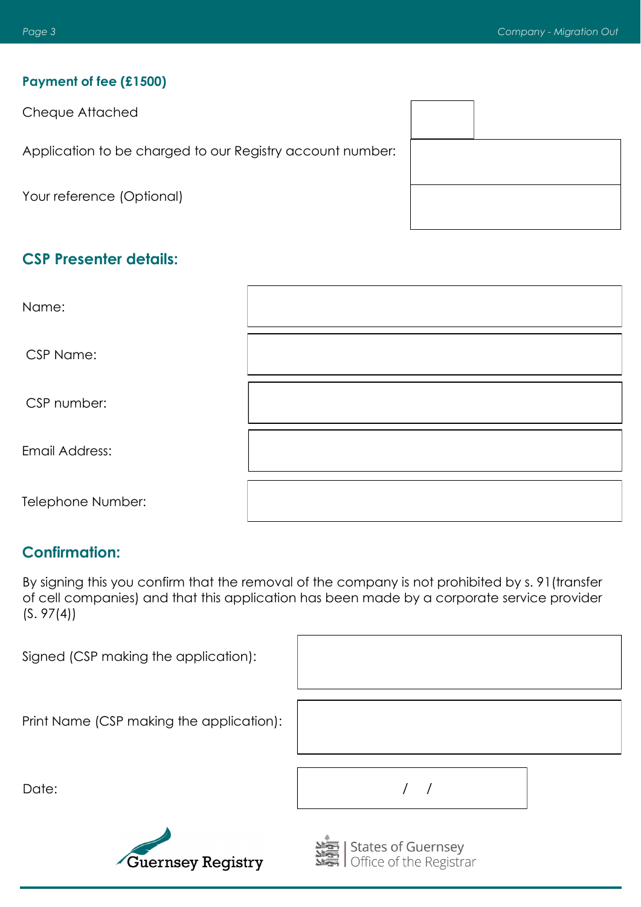## Payment of fee (£1500)

| | |
|---|---|
| Cheque Attached | |
| Application to be charged to our Registry account number: | |
| Your reference (Optional) | |

## CSP Presenter details:

| | |
|---|---|
| Name: | |
| CSP Name: | |
| CSP number: | |
| Email Address: | |
| Telephone Number: | |

## Confirmation:

By signing this you confirm that the removal of the company is not prohibited by s. 91(transfer of cell companies) and that this application has been made by a corporate service provider (S. 97(4))

| | |
|---|---|
| Signed (CSP making the application): | |
| Print Name (CSP making the application): | |
| Date: | / / |

Guernsey Registry

States of Guernsey
Office of the Registrar